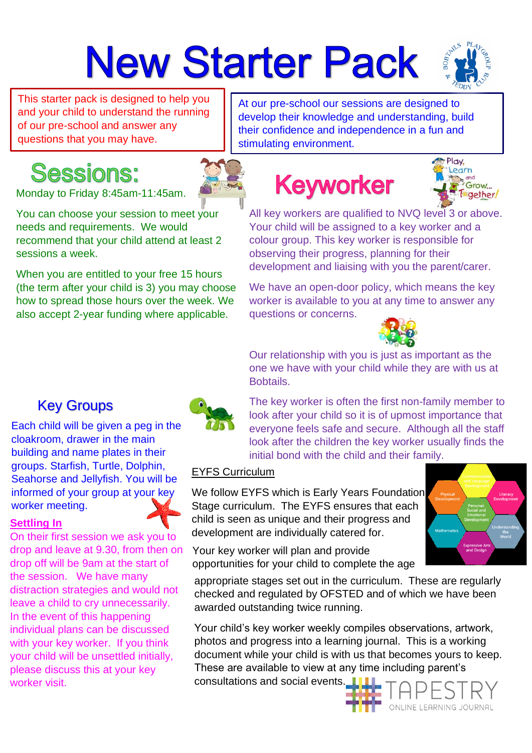# New Starter Pack

This starter pack is designed to help you and your child to understand the running of our pre-school and answer any questions that you may have.

At our pre-school our sessions are designed to develop their knowledge and understanding, build their confidence and independence in a fun and stimulating environment.

## Sessions:

Monday to Friday 8:45am-11:45am.

You can choose your session to meet your needs and requirements. We would recommend that your child attend at least 2 sessions a week.

When you are entitled to your free 15 hours (the term after your child is 3) you may choose how to spread those hours over the week. We also accept 2-year funding where applicable.

## Keyworker

All key workers are qualified to NVQ level 3 or above. Your child will be assigned to a key worker and a colour group. This key worker is responsible for observing their progress, planning for their development and liaising with you the parent/carer.

We have an open-door policy, which means the key worker is available to you at any time to answer any questions or concerns.

Our relationship with you is just as important as the one we have with your child while they are with us at Bobtails.

The key worker is often the first non-family member to look after your child so it is of upmost importance that everyone feels safe and secure. Although all the staff look after the children the key worker usually finds the initial bond with the child and their family.

## Key Groups

Each child will be given a peg in the cloakroom, drawer in the main building and name plates in their groups. Starfish, Turtle, Dolphin, Seahorse and Jellyfish. You will be informed of your group at your key worker meeting.

### Settling In

On their first session we ask you to drop and leave at 9.30, from then on drop off will be 9am at the start of the session. We have many distraction strategies and would not leave a child to cry unnecessarily. In the event of this happening individual plans can be discussed with your key worker. If you think your child will be unsettled initially, please discuss this at your key worker visit.

### EYFS Curriculum

We follow EYFS which is Early Years Foundation Stage curriculum. The EYFS ensures that each child is seen as unique and their progress and development are individually catered for.

Your key worker will plan and provide opportunities for your child to complete the age appropriate stages set out in the curriculum. These are regularly checked and regulated by OFSTED and of which we have been awarded outstanding twice running.

Your child's key worker weekly compiles observations, artwork, photos and progress into a learning journal. This is a working document while your child is with us that becomes yours to keep. These are available to view at any time including parent's consultations and social events.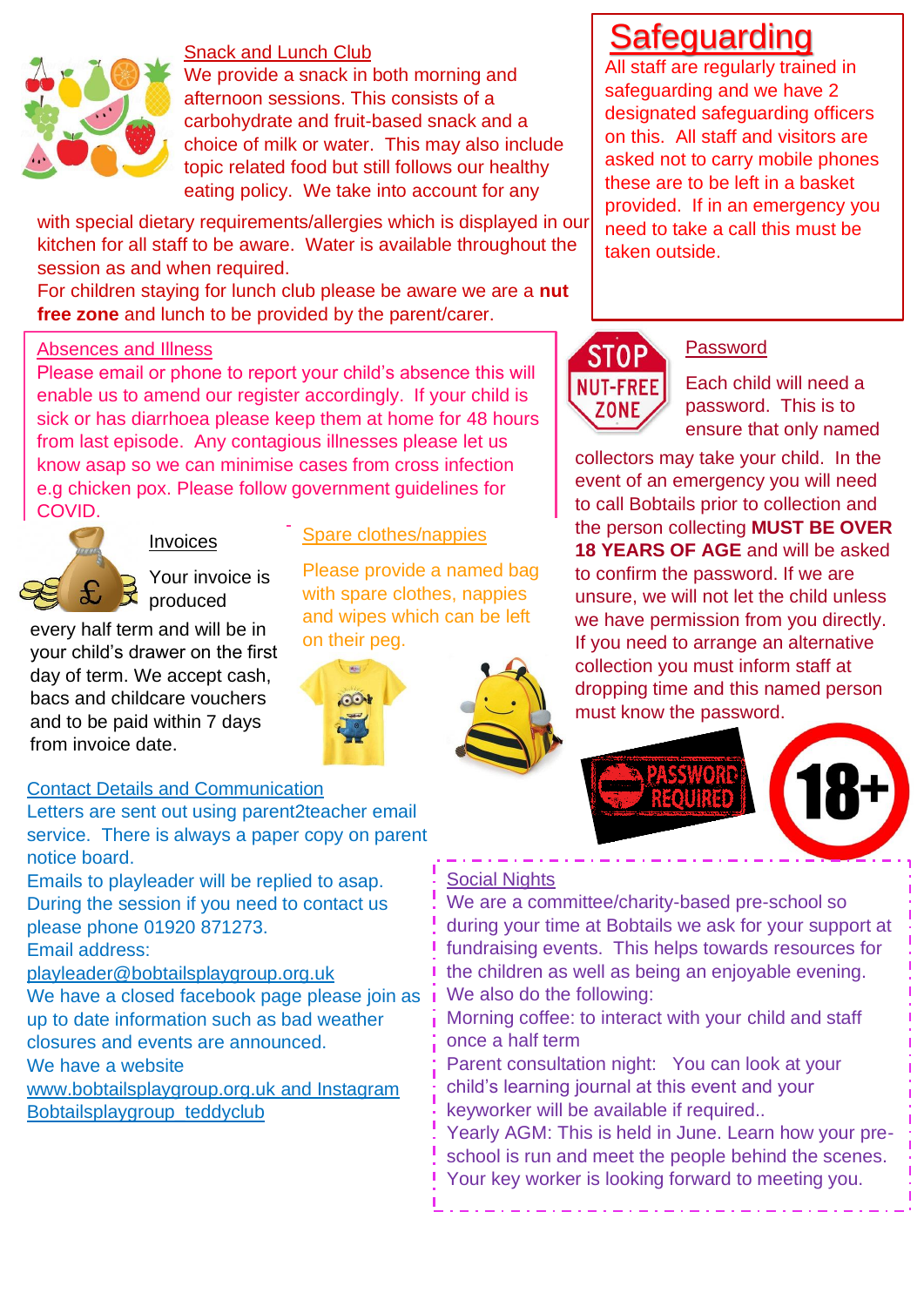## Snack and Lunch Club

We provide a snack in both morning and afternoon sessions. This consists of a carbohydrate and fruit-based snack and a choice of milk or water. This may also include topic related food but still follows our healthy eating policy. We take into account for any with special dietary requirements/allergies which is displayed in our kitchen for all staff to be aware. Water is available throughout the session as and when required.

For children staying for lunch club please be aware we are a **nut free zone** and lunch to be provided by the parent/carer.

## Safeguarding

All staff are regularly trained in safeguarding and we have 2 designated safeguarding officers on this. All staff and visitors are asked not to carry mobile phones these are to be left in a basket provided. If in an emergency you need to take a call this must be taken outside.

## Absences and Illness

Please email or phone to report your child's absence this will enable us to amend our register accordingly. If your child is sick or has diarrhoea please keep them at home for 48 hours from last episode. Any contagious illnesses please let us know asap so we can minimise cases from cross infection e.g chicken pox. Please follow government guidelines for COVID.

## Password

Each child will need a password. This is to ensure that only named collectors may take your child. In the event of an emergency you will need to call Bobtails prior to collection and the person collecting **MUST BE OVER 18 YEARS OF AGE** and will be asked to confirm the password. If we are unsure, we will not let the child unless we have permission from you directly. If you need to arrange an alternative collection you must inform staff at dropping time and this named person must know the password.

## Invoices

Your invoice is produced every half term and will be in your child's drawer on the first day of term. We accept cash, bacs and childcare vouchers and to be paid within 7 days from invoice date.

## Spare clothes/nappies

Please provide a named bag with spare clothes, nappies and wipes which can be left on their peg.

## Contact Details and Communication

Letters are sent out using parent2teacher email service. There is always a paper copy on parent notice board.

Emails to playleader will be replied to asap. During the session if you need to contact us please phone 01920 871273.

Email address:
playleader@bobtailsplaygroup.org.uk

We have a closed facebook page please join as up to date information such as bad weather closures and events are announced.

We have a website www.bobtailsplaygroup.org.uk and Instagram Bobtailsplaygroup_teddyclub

## Social Nights

We are a committee/charity-based pre-school so during your time at Bobtails we ask for your support at fundraising events. This helps towards resources for the children as well as being an enjoyable evening.

We also do the following:

Morning coffee: to interact with your child and staff once a half term

Parent consultation night: You can look at your child's learning journal at this event and your keyworker will be available if required..

Yearly AGM: This is held in June. Learn how your pre-school is run and meet the people behind the scenes.

Your key worker is looking forward to meeting you.